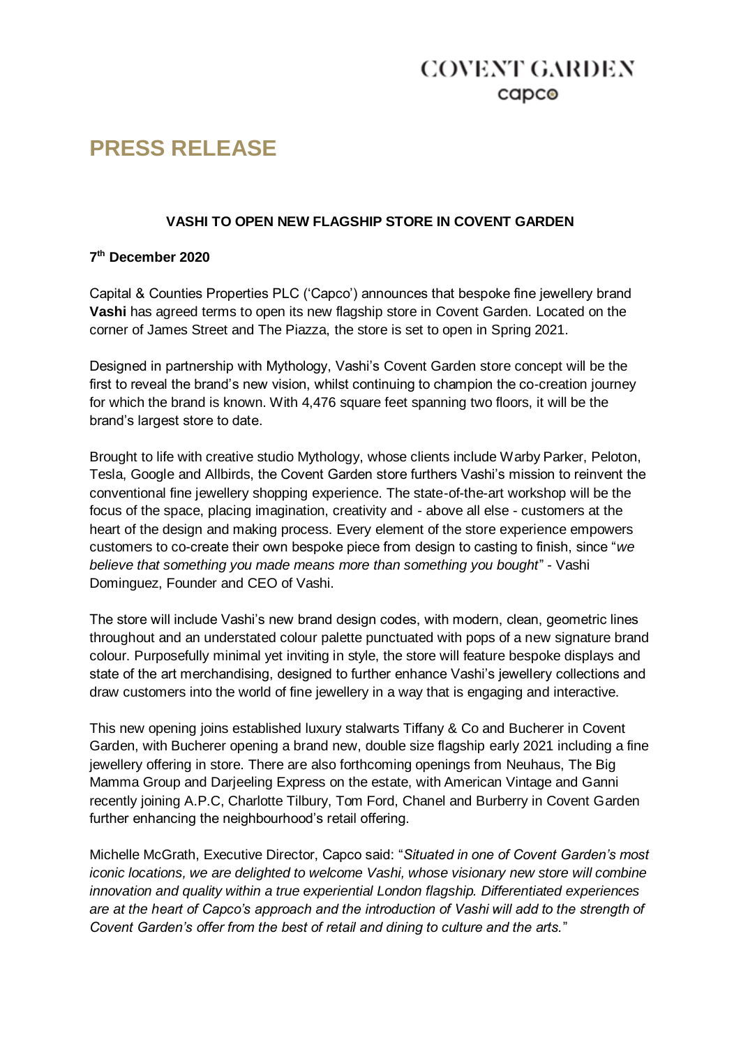COVENT GARDEN
capco

# PRESS RELEASE

**VASHI TO OPEN NEW FLAGSHIP STORE IN COVENT GARDEN**

**7th December 2020**

Capital & Counties Properties PLC ('Capco') announces that bespoke fine jewellery brand **Vashi** has agreed terms to open its new flagship store in Covent Garden. Located on the corner of James Street and The Piazza, the store is set to open in Spring 2021.

Designed in partnership with Mythology, Vashi's Covent Garden store concept will be the first to reveal the brand's new vision, whilst continuing to champion the co-creation journey for which the brand is known. With 4,476 square feet spanning two floors, it will be the brand's largest store to date.

Brought to life with creative studio Mythology, whose clients include Warby Parker, Peloton, Tesla, Google and Allbirds, the Covent Garden store furthers Vashi's mission to reinvent the conventional fine jewellery shopping experience. The state-of-the-art workshop will be the focus of the space, placing imagination, creativity and - above all else - customers at the heart of the design and making process. Every element of the store experience empowers customers to co-create their own bespoke piece from design to casting to finish, since "*we believe that something you made means more than something you bought*" - Vashi Dominguez, Founder and CEO of Vashi.

The store will include Vashi's new brand design codes, with modern, clean, geometric lines throughout and an understated colour palette punctuated with pops of a new signature brand colour. Purposefully minimal yet inviting in style, the store will feature bespoke displays and state of the art merchandising, designed to further enhance Vashi's jewellery collections and draw customers into the world of fine jewellery in a way that is engaging and interactive.

This new opening joins established luxury stalwarts Tiffany & Co and Bucherer in Covent Garden, with Bucherer opening a brand new, double size flagship early 2021 including a fine jewellery offering in store. There are also forthcoming openings from Neuhaus, The Big Mamma Group and Darjeeling Express on the estate, with American Vintage and Ganni recently joining A.P.C, Charlotte Tilbury, Tom Ford, Chanel and Burberry in Covent Garden further enhancing the neighbourhood's retail offering.

Michelle McGrath, Executive Director, Capco said: "*Situated in one of Covent Garden's most iconic locations, we are delighted to welcome Vashi, whose visionary new store will combine innovation and quality within a true experiential London flagship. Differentiated experiences are at the heart of Capco's approach and the introduction of Vashi will add to the strength of Covent Garden's offer from the best of retail and dining to culture and the arts.*"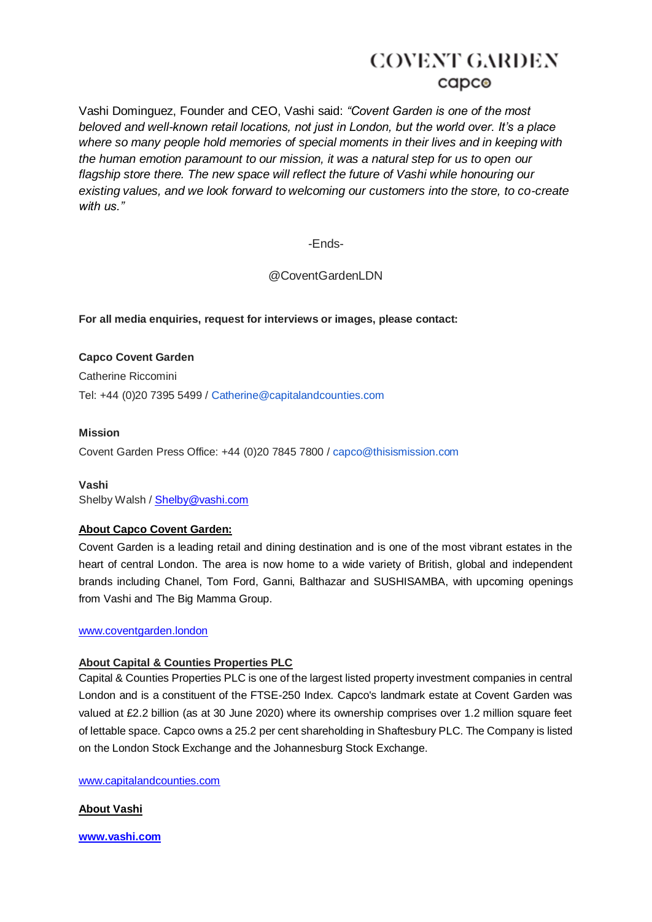Vashi Dominguez, Founder and CEO, Vashi said: *"Covent Garden is one of the most beloved and well-known retail locations, not just in London, but the world over. It's a place where so many people hold memories of special moments in their lives and in keeping with the human emotion paramount to our mission, it was a natural step for us to open our flagship store there. The new space will reflect the future of Vashi while honouring our existing values, and we look forward to welcoming our customers into the store, to co-create with us."*

-Ends-

@CoventGardenLDN

**For all media enquiries, request for interviews or images, please contact:**

**Capco Covent Garden**

Catherine Riccomini

Tel: +44 (0)20 7395 5499 / Catherine@capitalandcounties.com

**Mission**

Covent Garden Press Office: +44 (0)20 7845 7800 / capco@thisismission.com

**Vashi**

Shelby Walsh / Shelby@vashi.com

**About Capco Covent Garden:**

Covent Garden is a leading retail and dining destination and is one of the most vibrant estates in the heart of central London. The area is now home to a wide variety of British, global and independent brands including Chanel, Tom Ford, Ganni, Balthazar and SUSHISAMBA, with upcoming openings from Vashi and The Big Mamma Group.

www.coventgarden.london

**About Capital & Counties Properties PLC**

Capital & Counties Properties PLC is one of the largest listed property investment companies in central London and is a constituent of the FTSE-250 Index. Capco's landmark estate at Covent Garden was valued at £2.2 billion (as at 30 June 2020) where its ownership comprises over 1.2 million square feet of lettable space. Capco owns a 25.2 per cent shareholding in Shaftesbury PLC. The Company is listed on the London Stock Exchange and the Johannesburg Stock Exchange.

www.capitalandcounties.com

**About Vashi**

**www.vashi.com**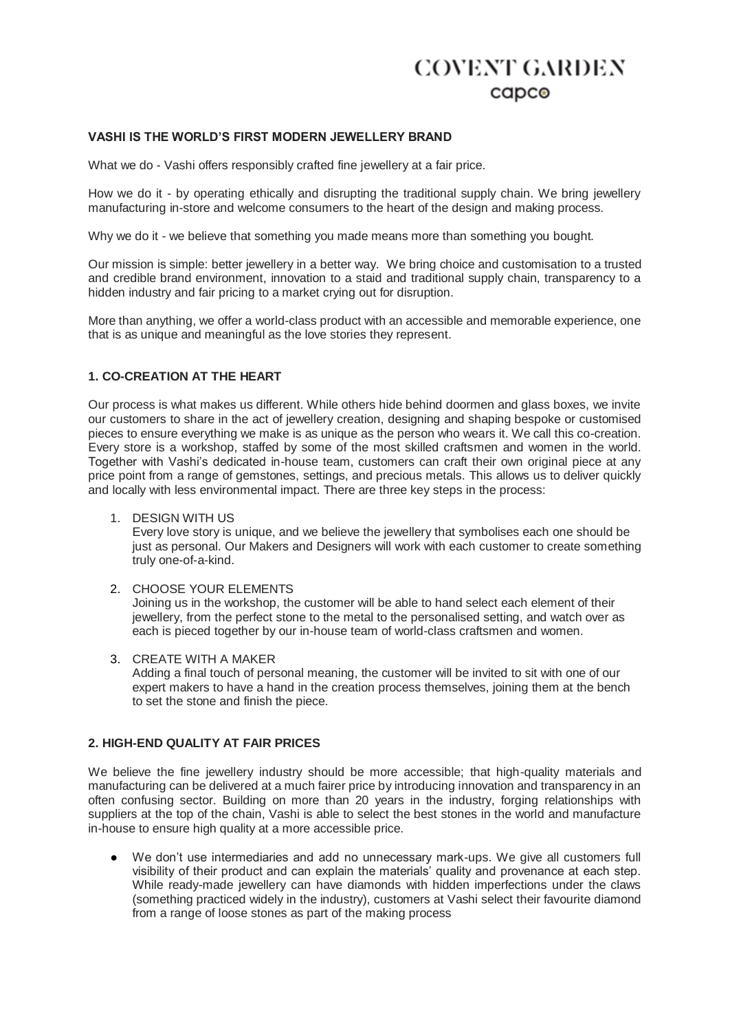# COVENT GARDEN

capco

**VASHI IS THE WORLD'S FIRST MODERN JEWELLERY BRAND**

What we do - Vashi offers responsibly crafted fine jewellery at a fair price.

How we do it - by operating ethically and disrupting the traditional supply chain. We bring jewellery manufacturing in-store and welcome consumers to the heart of the design and making process.

Why we do it - we believe that something you made means more than something you bought.

Our mission is simple: better jewellery in a better way. We bring choice and customisation to a trusted and credible brand environment, innovation to a staid and traditional supply chain, transparency to a hidden industry and fair pricing to a market crying out for disruption.

More than anything, we offer a world-class product with an accessible and memorable experience, one that is as unique and meaningful as the love stories they represent.

**1. CO-CREATION AT THE HEART**

Our process is what makes us different. While others hide behind doormen and glass boxes, we invite our customers to share in the act of jewellery creation, designing and shaping bespoke or customised pieces to ensure everything we make is as unique as the person who wears it. We call this co-creation. Every store is a workshop, staffed by some of the most skilled craftsmen and women in the world. Together with Vashi's dedicated in-house team, customers can craft their own original piece at any price point from a range of gemstones, settings, and precious metals. This allows us to deliver quickly and locally with less environmental impact. There are three key steps in the process:

1. DESIGN WITH US
   Every love story is unique, and we believe the jewellery that symbolises each one should be just as personal. Our Makers and Designers will work with each customer to create something truly one-of-a-kind.

2. CHOOSE YOUR ELEMENTS
   Joining us in the workshop, the customer will be able to hand select each element of their jewellery, from the perfect stone to the metal to the personalised setting, and watch over as each is pieced together by our in-house team of world-class craftsmen and women.

3. CREATE WITH A MAKER
   Adding a final touch of personal meaning, the customer will be invited to sit with one of our expert makers to have a hand in the creation process themselves, joining them at the bench to set the stone and finish the piece.

**2. HIGH-END QUALITY AT FAIR PRICES**

We believe the fine jewellery industry should be more accessible; that high-quality materials and manufacturing can be delivered at a much fairer price by introducing innovation and transparency in an often confusing sector. Building on more than 20 years in the industry, forging relationships with suppliers at the top of the chain, Vashi is able to select the best stones in the world and manufacture in-house to ensure high quality at a more accessible price.

- We don't use intermediaries and add no unnecessary mark-ups. We give all customers full visibility of their product and can explain the materials' quality and provenance at each step. While ready-made jewellery can have diamonds with hidden imperfections under the claws (something practiced widely in the industry), customers at Vashi select their favourite diamond from a range of loose stones as part of the making process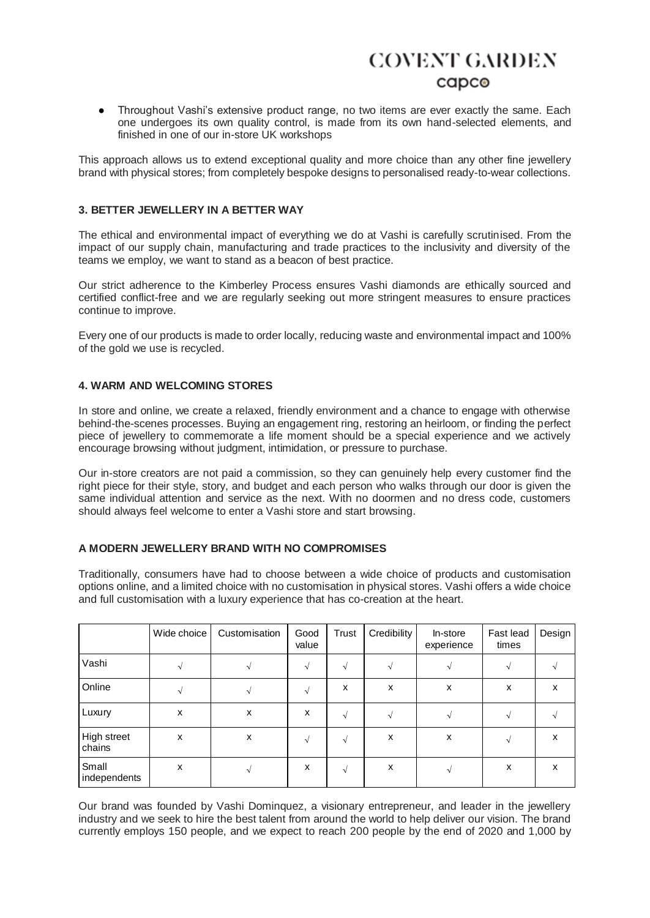- Throughout Vashi's extensive product range, no two items are ever exactly the same. Each one undergoes its own quality control, is made from its own hand-selected elements, and finished in one of our in-store UK workshops

This approach allows us to extend exceptional quality and more choice than any other fine jewellery brand with physical stores; from completely bespoke designs to personalised ready-to-wear collections.

**3. BETTER JEWELLERY IN A BETTER WAY**

The ethical and environmental impact of everything we do at Vashi is carefully scrutinised. From the impact of our supply chain, manufacturing and trade practices to the inclusivity and diversity of the teams we employ, we want to stand as a beacon of best practice.

Our strict adherence to the Kimberley Process ensures Vashi diamonds are ethically sourced and certified conflict-free and we are regularly seeking out more stringent measures to ensure practices continue to improve.

Every one of our products is made to order locally, reducing waste and environmental impact and 100% of the gold we use is recycled.

**4. WARM AND WELCOMING STORES**

In store and online, we create a relaxed, friendly environment and a chance to engage with otherwise behind-the-scenes processes. Buying an engagement ring, restoring an heirloom, or finding the perfect piece of jewellery to commemorate a life moment should be a special experience and we actively encourage browsing without judgment, intimidation, or pressure to purchase.

Our in-store creators are not paid a commission, so they can genuinely help every customer find the right piece for their style, story, and budget and each person who walks through our door is given the same individual attention and service as the next. With no doormen and no dress code, customers should always feel welcome to enter a Vashi store and start browsing.

**A MODERN JEWELLERY BRAND WITH NO COMPROMISES**

Traditionally, consumers have had to choose between a wide choice of products and customisation options online, and a limited choice with no customisation in physical stores. Vashi offers a wide choice and full customisation with a luxury experience that has co-creation at the heart.

| | Wide choice | Customisation | Good value | Trust | Credibility | In-store experience | Fast lead times | Design |
|---|---|---|---|---|---|---|---|---|
| Vashi | √ | √ | √ | √ | √ | √ | √ | √ |
| Online | √ | √ | √ | x | x | x | x | x |
| Luxury | x | x | x | √ | √ | √ | √ | √ |
| High street chains | x | x | √ | √ | x | x | √ | x |
| Small independents | x | √ | x | √ | x | √ | x | x |

Our brand was founded by Vashi Dominquez, a visionary entrepreneur, and leader in the jewellery industry and we seek to hire the best talent from around the world to help deliver our vision. The brand currently employs 150 people, and we expect to reach 200 people by the end of 2020 and 1,000 by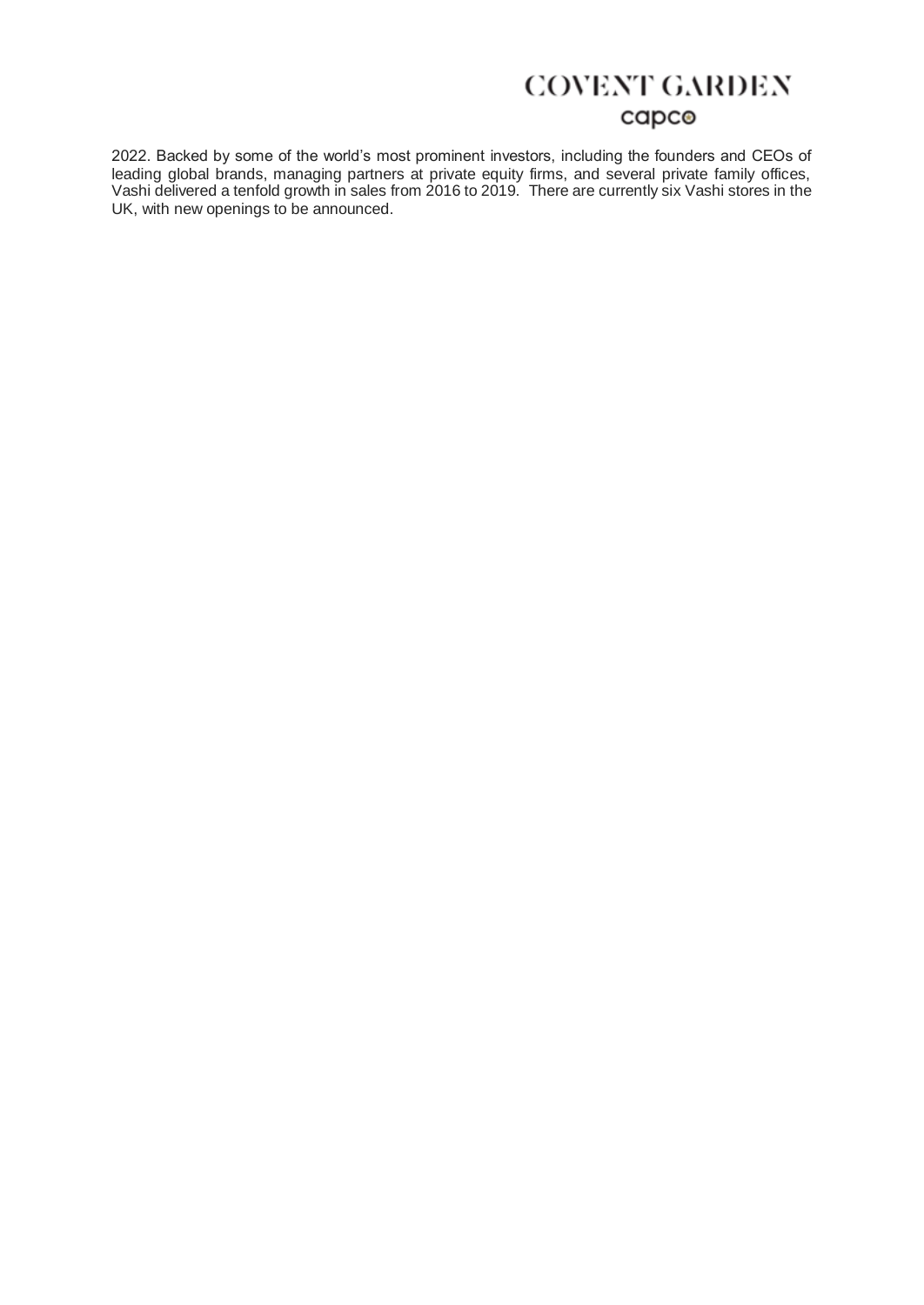2022. Backed by some of the world's most prominent investors, including the founders and CEOs of leading global brands, managing partners at private equity firms, and several private family offices, Vashi delivered a tenfold growth in sales from 2016 to 2019. There are currently six Vashi stores in the UK, with new openings to be announced.